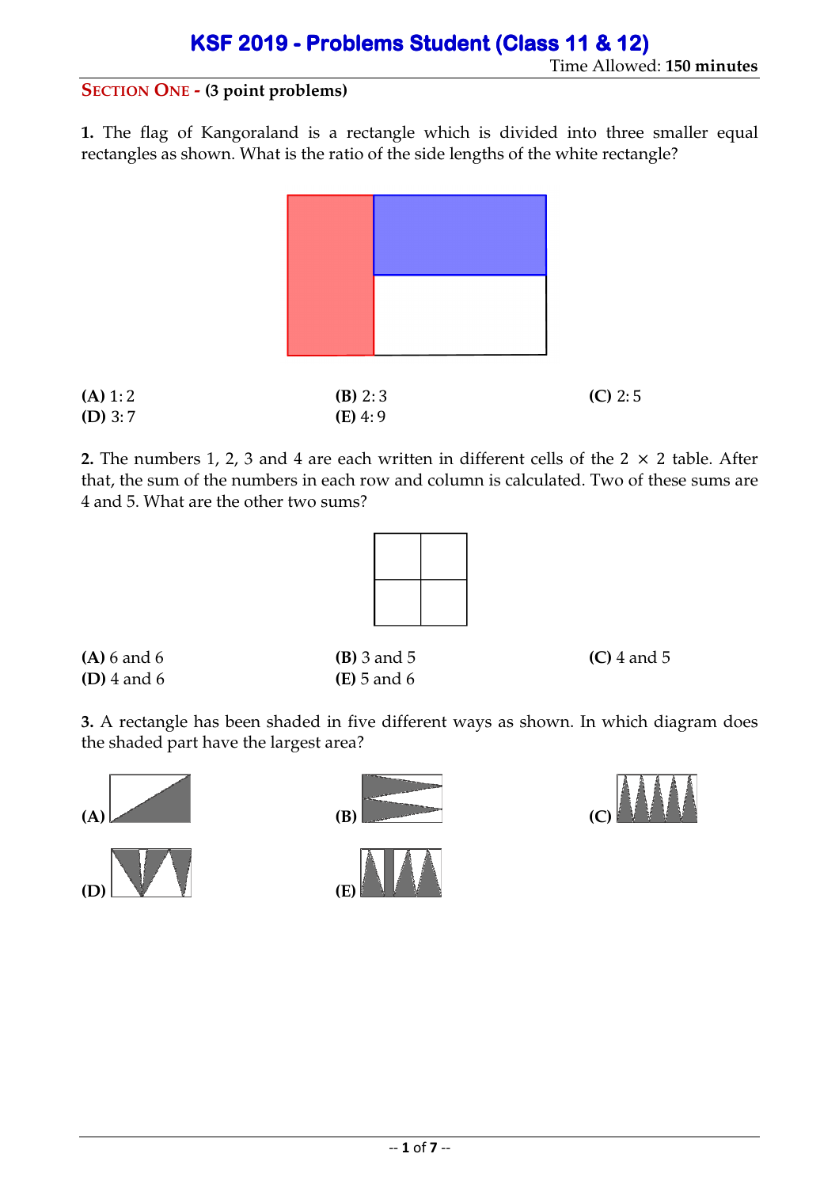# KSF 2019 - Problems Student (Class 11 & 12)

Time Allowed: **150 minutes**

## SECTION ONE - (3 point problems)

**1.** The flag of Kangoraland is a rectangle which is divided into three smaller equal rectangles as shown. What is the ratio of the side lengths of the white rectangle?

**(A)** 1: 2
**(B)** 2: 3
**(C)** 2: 5
**(D)** 3: 7
**(E)** 4: 9

**2.** The numbers 1, 2, 3 and 4 are each written in different cells of the $2 \times 2$ table. After that, the sum of the numbers in each row and column is calculated. Two of these sums are 4 and 5. What are the other two sums?

**(A)** 6 and 6
**(B)** 3 and 5
**(C)** 4 and 5
**(D)** 4 and 6
**(E)** 5 and 6

**3.** A rectangle has been shaded in five different ways as shown. In which diagram does the shaded part have the largest area?

**(A)**
**(B)**
**(C)**
**(D)**
**(E)**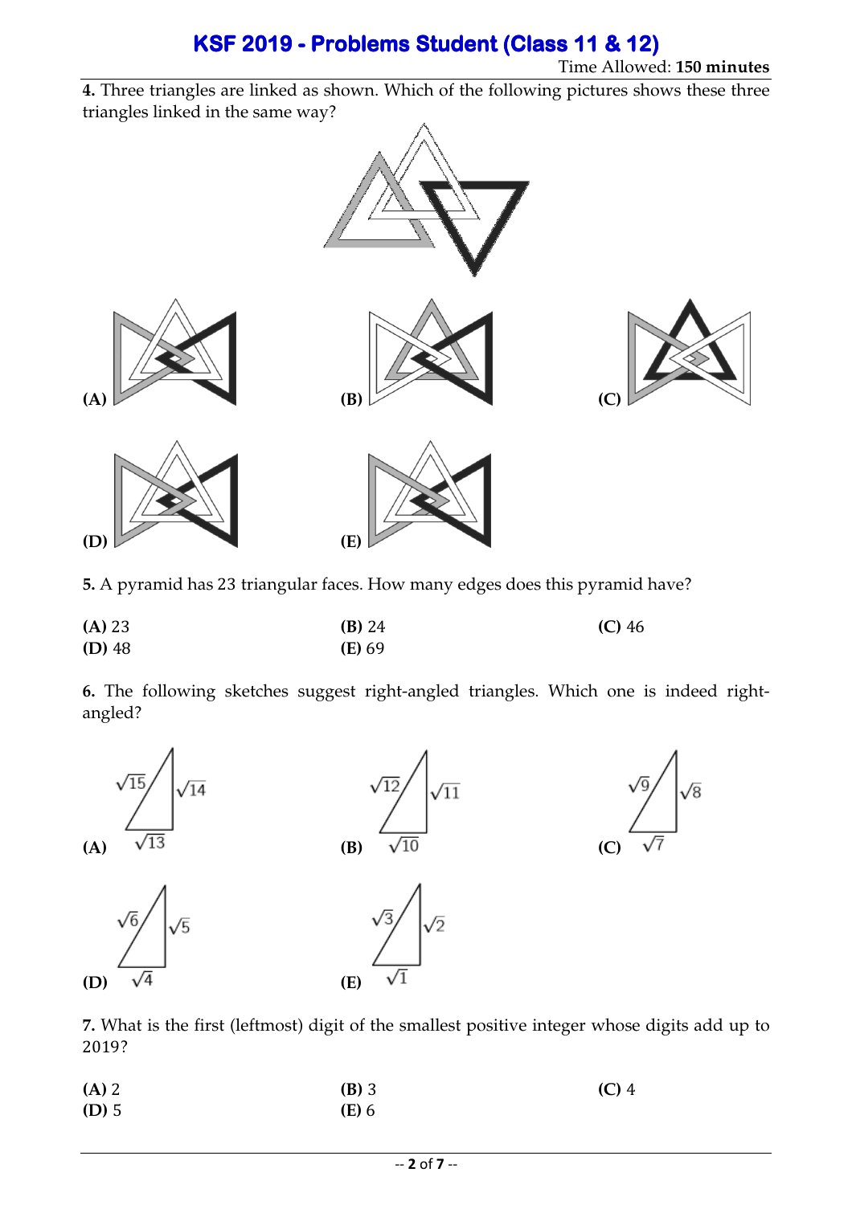**4.** Three triangles are linked as shown. Which of the following pictures shows these three triangles linked in the same way?

**(A)** **(B)** **(C)**

**(D)** **(E)**

**5.** A pyramid has 23 triangular faces. How many edges does this pyramid have?

**(A)** 23 **(B)** 24 **(C)** 46
**(D)** 48 **(E)** 69

**6.** The following sketches suggest right-angled triangles. Which one is indeed right-angled?

**(A)** $\sqrt{15}$, $\sqrt{14}$, $\sqrt{13}$

**(B)** $\sqrt{12}$, $\sqrt{11}$, $\sqrt{10}$

**(C)** $\sqrt{9}$, $\sqrt{8}$, $\sqrt{7}$

**(D)** $\sqrt{6}$, $\sqrt{5}$, $\sqrt{4}$

**(E)** $\sqrt{3}$, $\sqrt{2}$, $\sqrt{1}$

**7.** What is the first (leftmost) digit of the smallest positive integer whose digits add up to 2019?

**(A)** 2 **(B)** 3 **(C)** 4
**(D)** 5 **(E)** 6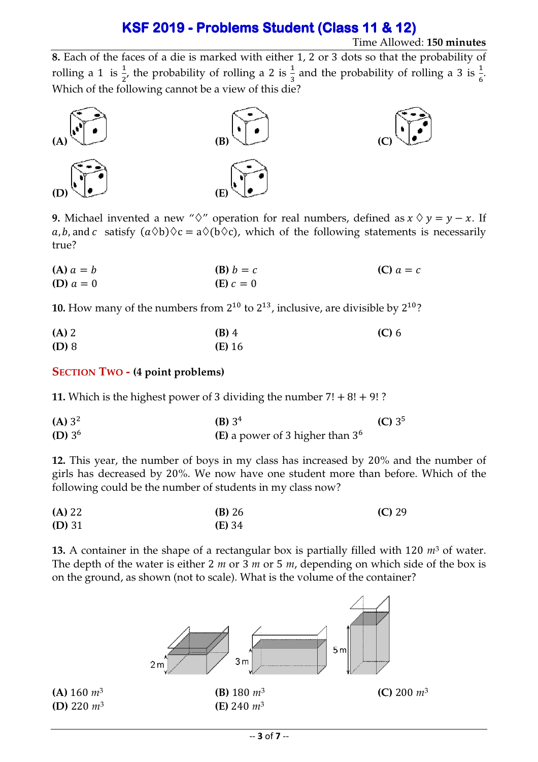# KSF 2019 - Problems Student (Class 11 & 12)

Time Allowed: **150 minutes**

**8.** Each of the faces of a die is marked with either 1, 2 or 3 dots so that the probability of rolling a 1 is $\frac{1}{2}$, the probability of rolling a 2 is $\frac{1}{3}$ and the probability of rolling a 3 is $\frac{1}{6}$. Which of the following cannot be a view of this die?

**(A)** **(B)** **(C)**

**(D)** **(E)**

**9.** Michael invented a new "$\diamondsuit$" operation for real numbers, defined as $x \diamondsuit y = y - x$. If $a, b,$ and $c$ satisfy $(a \diamondsuit b) \diamondsuit c = a \diamondsuit (b \diamondsuit c)$, which of the following statements is necessarily true?

**(A)** $a = b$ **(B)** $b = c$ **(C)** $a = c$
**(D)** $a = 0$ **(E)** $c = 0$

**10.** How many of the numbers from $2^{10}$ to $2^{13}$, inclusive, are divisible by $2^{10}$?

**(A)** 2 **(B)** 4 **(C)** 6
**(D)** 8 **(E)** 16

## Section Two - (4 point problems)

**11.** Which is the highest power of 3 dividing the number $7! + 8! + 9!$ ?

**(A)** $3^2$ **(B)** $3^4$ **(C)** $3^5$
**(D)** $3^6$ **(E)** a power of 3 higher than $3^6$

**12.** This year, the number of boys in my class has increased by 20% and the number of girls has decreased by 20%. We now have one student more than before. Which of the following could be the number of students in my class now?

**(A)** 22 **(B)** 26 **(C)** 29
**(D)** 31 **(E)** 34

**13.** A container in the shape of a rectangular box is partially filled with 120 $m^3$ of water. The depth of the water is either 2 $m$ or 3 $m$ or 5 $m$, depending on which side of the box is on the ground, as shown (not to scale). What is the volume of the container?

2 m 3 m 5 m

**(A)** 160 $m^3$ **(B)** 180 $m^3$ **(C)** 200 $m^3$
**(D)** 220 $m^3$ **(E)** 240 $m^3$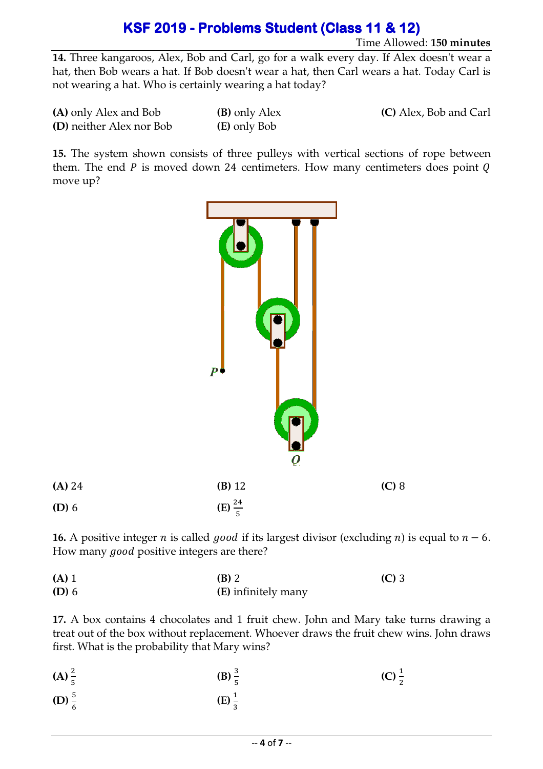**14.** Three kangaroos, Alex, Bob and Carl, go for a walk every day. If Alex doesn't wear a hat, then Bob wears a hat. If Bob doesn't wear a hat, then Carl wears a hat. Today Carl is not wearing a hat. Who is certainly wearing a hat today?

**(A)** only Alex and Bob
**(B)** only Alex
**(C)** Alex, Bob and Carl
**(D)** neither Alex nor Bob
**(E)** only Bob

**15.** The system shown consists of three pulleys with vertical sections of rope between them. The end $P$ is moved down 24 centimeters. How many centimeters does point $Q$ move up?

**(A)** 24
**(B)** 12
**(C)** 8
**(D)** 6
**(E)** $\frac{24}{5}$

**16.** A positive integer $n$ is called *good* if its largest divisor (excluding $n$) is equal to $n - 6$. How many *good* positive integers are there?

**(A)** 1
**(B)** 2
**(C)** 3
**(D)** 6
**(E)** infinitely many

**17.** A box contains 4 chocolates and 1 fruit chew. John and Mary take turns drawing a treat out of the box without replacement. Whoever draws the fruit chew wins. John draws first. What is the probability that Mary wins?

**(A)** $\frac{2}{5}$
**(B)** $\frac{3}{5}$
**(C)** $\frac{1}{2}$
**(D)** $\frac{5}{6}$
**(E)** $\frac{1}{3}$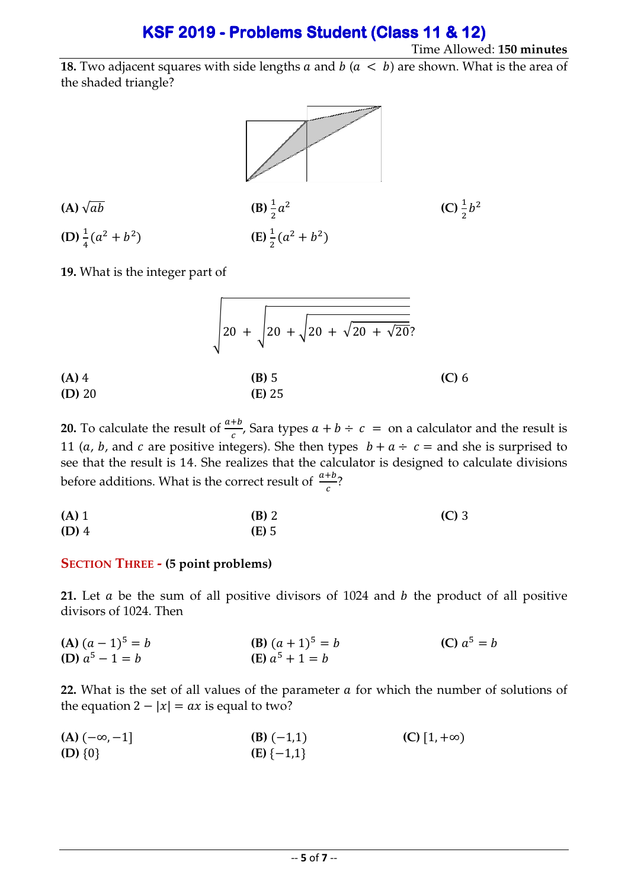# KSF 2019 - Problems Student (Class 11 & 12)

Time Allowed: **150 minutes**

**18.** Two adjacent squares with side lengths $a$ and $b$ ($a < b$) are shown. What is the area of the shaded triangle?

**(A)** $\sqrt{ab}$  **(B)** $\frac{1}{2}a^2$  **(C)** $\frac{1}{2}b^2$

**(D)** $\frac{1}{4}(a^2 + b^2)$  **(E)** $\frac{1}{2}(a^2 + b^2)$

**19.** What is the integer part of

$$\sqrt{20 + \sqrt{20 + \sqrt{20 + \sqrt{20 + \sqrt{20}}}}}?$$

**(A)** 4  **(B)** 5  **(C)** 6

**(D)** 20  **(E)** 25

**20.** To calculate the result of $\frac{a+b}{c}$, Sara types $a + b \div c \ =$ on a calculator and the result is 11 ($a$, $b$, and $c$ are positive integers). She then types $b + a \div c =$ and she is surprised to see that the result is 14. She realizes that the calculator is designed to calculate divisions before additions. What is the correct result of $\frac{a+b}{c}$?

**(A)** 1  **(B)** 2  **(C)** 3

**(D)** 4  **(E)** 5

## SECTION THREE - (5 point problems)

**21.** Let $a$ be the sum of all positive divisors of 1024 and $b$ the product of all positive divisors of 1024. Then

**(A)** $(a-1)^5 = b$  **(B)** $(a+1)^5 = b$  **(C)** $a^5 = b$

**(D)** $a^5 - 1 = b$  **(E)** $a^5 + 1 = b$

**22.** What is the set of all values of the parameter $a$ for which the number of solutions of the equation $2 - |x| = ax$ is equal to two?

**(A)** $(-\infty, -1]$  **(B)** $(-1,1)$  **(C)** $[1, +\infty)$

**(D)** $\{0\}$  **(E)** $\{-1,1\}$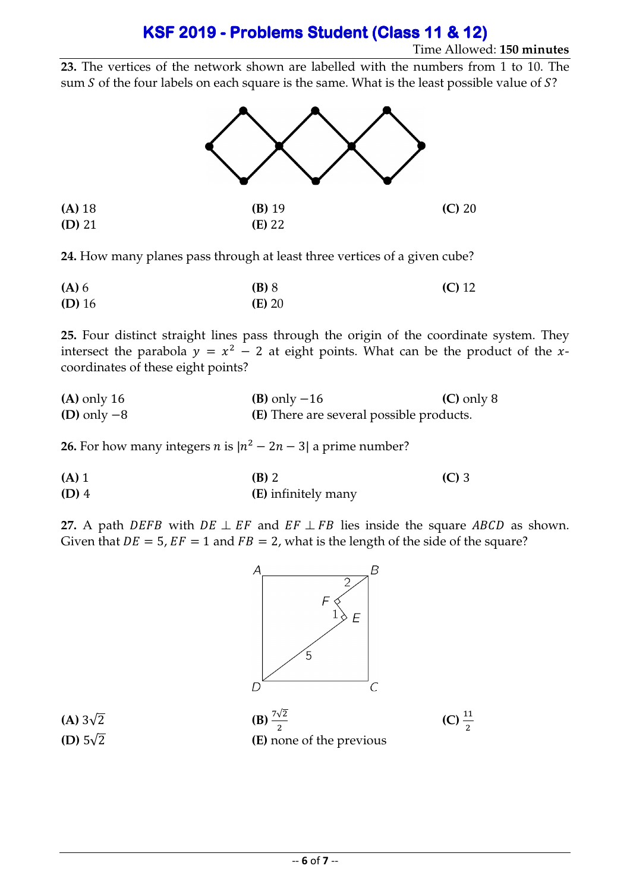**23.** The vertices of the network shown are labelled with the numbers from 1 to 10. The sum $S$ of the four labels on each square is the same. What is the least possible value of $S$?

**(A)** 18 **(B)** 19 **(C)** 20
**(D)** 21 **(E)** 22

**24.** How many planes pass through at least three vertices of a given cube?

**(A)** 6 **(B)** 8 **(C)** 12
**(D)** 16 **(E)** 20

**25.** Four distinct straight lines pass through the origin of the coordinate system. They intersect the parabola $y = x^2 - 2$ at eight points. What can be the product of the $x$-coordinates of these eight points?

**(A)** only 16 **(B)** only $-16$ **(C)** only 8
**(D)** only $-8$ **(E)** There are several possible products.

**26.** For how many integers $n$ is $|n^2 - 2n - 3|$ a prime number?

**(A)** 1 **(B)** 2 **(C)** 3
**(D)** 4 **(E)** infinitely many

**27.** A path $DEFB$ with $DE \perp EF$ and $EF \perp FB$ lies inside the square $ABCD$ as shown. Given that $DE = 5$, $EF = 1$ and $FB = 2$, what is the length of the side of the square?

**(A)** $3\sqrt{2}$ **(B)** $\frac{7\sqrt{2}}{2}$ **(C)** $\frac{11}{2}$
**(D)** $5\sqrt{2}$ **(E)** none of the previous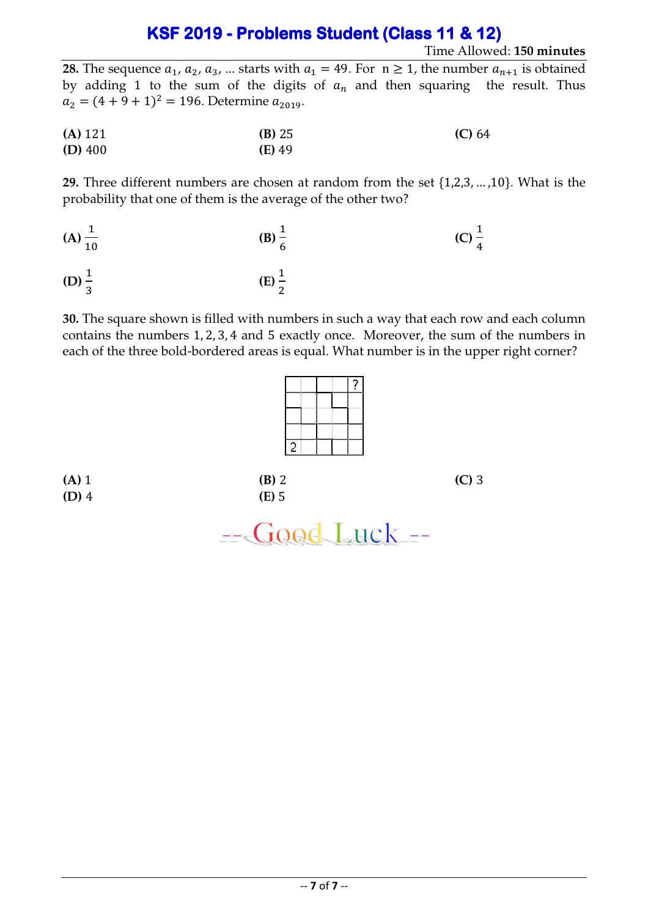# KSF 2019 - Problems Student (Class 11 & 12)

Time Allowed: **150 minutes**

**28.** The sequence $a_1, a_2, a_3, \ldots$ starts with $a_1 = 49$. For $n \geq 1$, the number $a_{n+1}$ is obtained by adding 1 to the sum of the digits of $a_n$ and then squaring the result. Thus $a_2 = (4+9+1)^2 = 196$. Determine $a_{2019}$.

**(A)** 121 **(B)** 25 **(C)** 64
**(D)** 400 **(E)** 49

**29.** Three different numbers are chosen at random from the set $\{1,2,3,\ldots,10\}$. What is the probability that one of them is the average of the other two?

**(A)** $\frac{1}{10}$ **(B)** $\frac{1}{6}$ **(C)** $\frac{1}{4}$
**(D)** $\frac{1}{3}$ **(E)** $\frac{1}{2}$

**30.** The square shown is filled with numbers in such a way that each row and each column contains the numbers 1, 2, 3, 4 and 5 exactly once. Moreover, the sum of the numbers in each of the three bold-bordered areas is equal. What number is in the upper right corner?

| | | | | |
|---|---|---|---|---|
| | | | | ? |
| | | | | |
| | | | | |
| | | | | |
| 2 | | | | |

**(A)** 1 **(B)** 2 **(C)** 3
**(D)** 4 **(E)** 5

-- Good Luck --